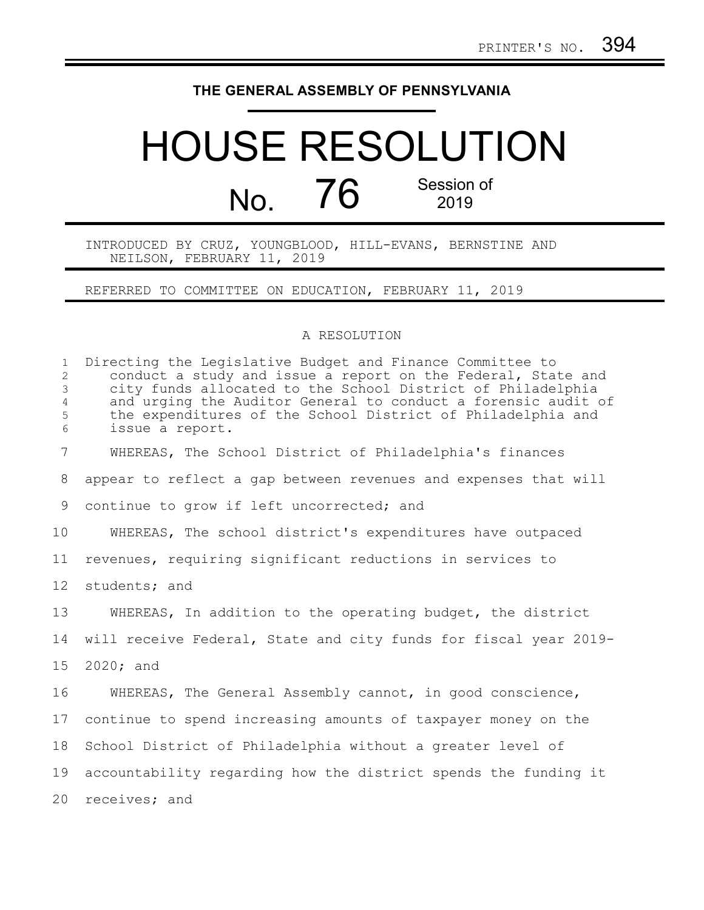PRINTER'S NO. 394

**THE GENERAL ASSEMBLY OF PENNSYLVANIA**

# HOUSE RESOLUTION

## No. 76 Session of 2019

INTRODUCED BY CRUZ, YOUNGBLOOD, HILL-EVANS, BERNSTINE AND NEILSON, FEBRUARY 11, 2019

REFERRED TO COMMITTEE ON EDUCATION, FEBRUARY 11, 2019

A RESOLUTION

Directing the Legislative Budget and Finance Committee to conduct a study and issue a report on the Federal, State and city funds allocated to the School District of Philadelphia and urging the Auditor General to conduct a forensic audit of the expenditures of the School District of Philadelphia and issue a report.

WHEREAS, The School District of Philadelphia's finances appear to reflect a gap between revenues and expenses that will continue to grow if left uncorrected; and

WHEREAS, The school district's expenditures have outpaced revenues, requiring significant reductions in services to students; and

WHEREAS, In addition to the operating budget, the district will receive Federal, State and city funds for fiscal year 2019-2020; and

WHEREAS, The General Assembly cannot, in good conscience, continue to spend increasing amounts of taxpayer money on the School District of Philadelphia without a greater level of accountability regarding how the district spends the funding it receives; and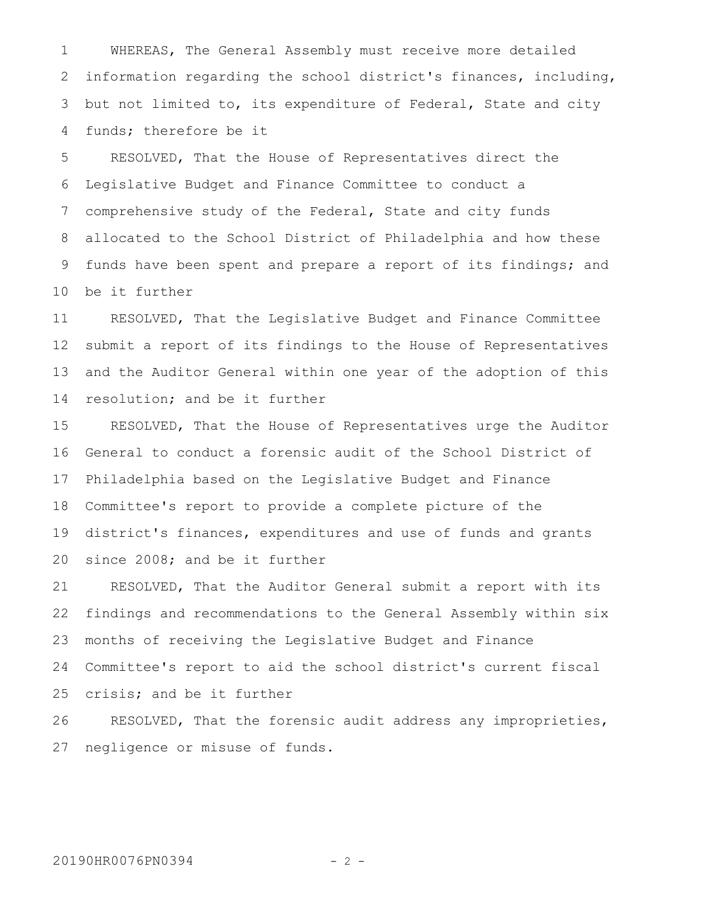WHEREAS, The General Assembly must receive more detailed information regarding the school district's finances, including, but not limited to, its expenditure of Federal, State and city funds; therefore be it

RESOLVED, That the House of Representatives direct the Legislative Budget and Finance Committee to conduct a comprehensive study of the Federal, State and city funds allocated to the School District of Philadelphia and how these funds have been spent and prepare a report of its findings; and be it further

RESOLVED, That the Legislative Budget and Finance Committee submit a report of its findings to the House of Representatives and the Auditor General within one year of the adoption of this resolution; and be it further

RESOLVED, That the House of Representatives urge the Auditor General to conduct a forensic audit of the School District of Philadelphia based on the Legislative Budget and Finance Committee's report to provide a complete picture of the district's finances, expenditures and use of funds and grants since 2008; and be it further

RESOLVED, That the Auditor General submit a report with its findings and recommendations to the General Assembly within six months of receiving the Legislative Budget and Finance Committee's report to aid the school district's current fiscal crisis; and be it further

RESOLVED, That the forensic audit address any improprieties, negligence or misuse of funds.